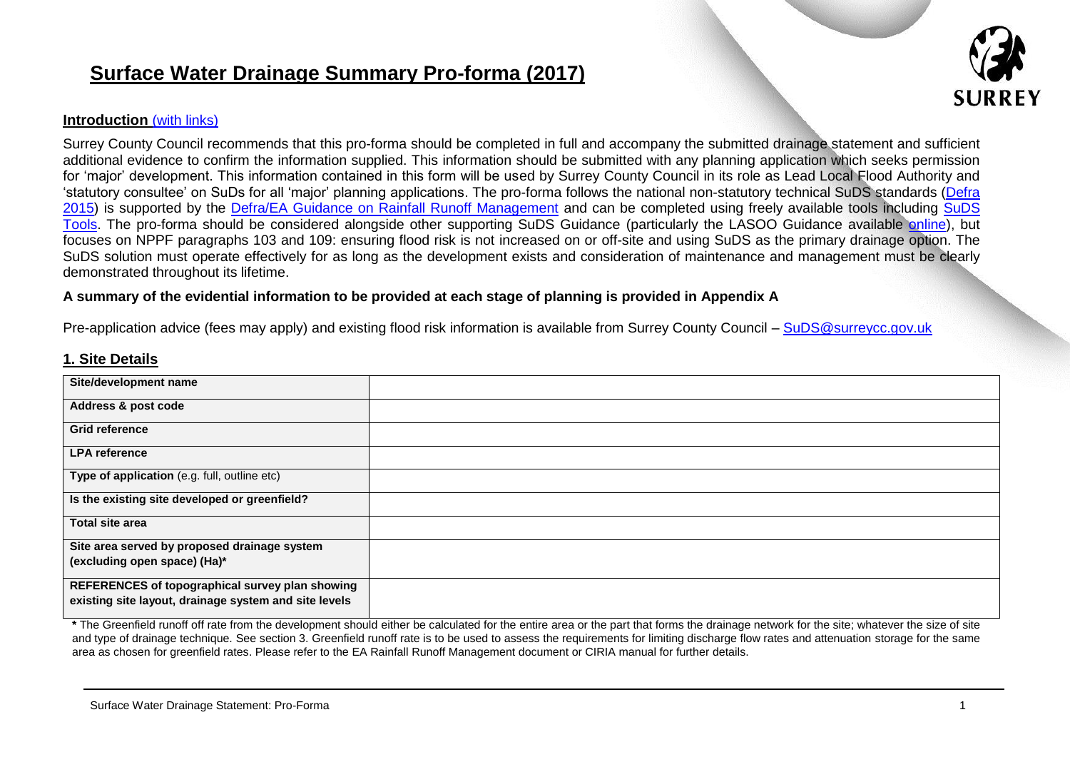# Surface Water Drainage Summary Pro-forma (2017)

SURREY

**Introduction** (with links)

Surrey County Council recommends that this pro-forma should be completed in full and accompany the submitted drainage statement and sufficient additional evidence to confirm the information supplied. This information should be submitted with any planning application which seeks permission for 'major' development. This information contained in this form will be used by Surrey County Council in its role as Lead Local Flood Authority and 'statutory consultee' on SuDs for all 'major' planning applications. The pro-forma follows the national non-statutory technical SuDS standards (Defra 2015) is supported by the Defra/EA Guidance on Rainfall Runoff Management and can be completed using freely available tools including SuDS Tools. The pro-forma should be considered alongside other supporting SuDS Guidance (particularly the LASOO Guidance available online), but focuses on NPPF paragraphs 103 and 109: ensuring flood risk is not increased on or off-site and using SuDS as the primary drainage option. The SuDS solution must operate effectively for as long as the development exists and consideration of maintenance and management must be clearly demonstrated throughout its lifetime.

**A summary of the evidential information to be provided at each stage of planning is provided in Appendix A**

Pre-application advice (fees may apply) and existing flood risk information is available from Surrey County Council – SuDS@surreycc.gov.uk

## 1. Site Details

| | |
|---|---|
| **Site/development name** | |
| **Address & post code** | |
| **Grid reference** | |
| **LPA reference** | |
| **Type of application** (e.g. full, outline etc) | |
| **Is the existing site developed or greenfield?** | |
| **Total site area** | |
| **Site area served by proposed drainage system (excluding open space) (Ha)*** | |
| **REFERENCES of topographical survey plan showing existing site layout, drainage system and site levels** | |

**\*** The Greenfield runoff off rate from the development should either be calculated for the entire area or the part that forms the drainage network for the site; whatever the size of site and type of drainage technique. See section 3. Greenfield runoff rate is to be used to assess the requirements for limiting discharge flow rates and attenuation storage for the same area as chosen for greenfield rates. Please refer to the EA Rainfall Runoff Management document or CIRIA manual for further details.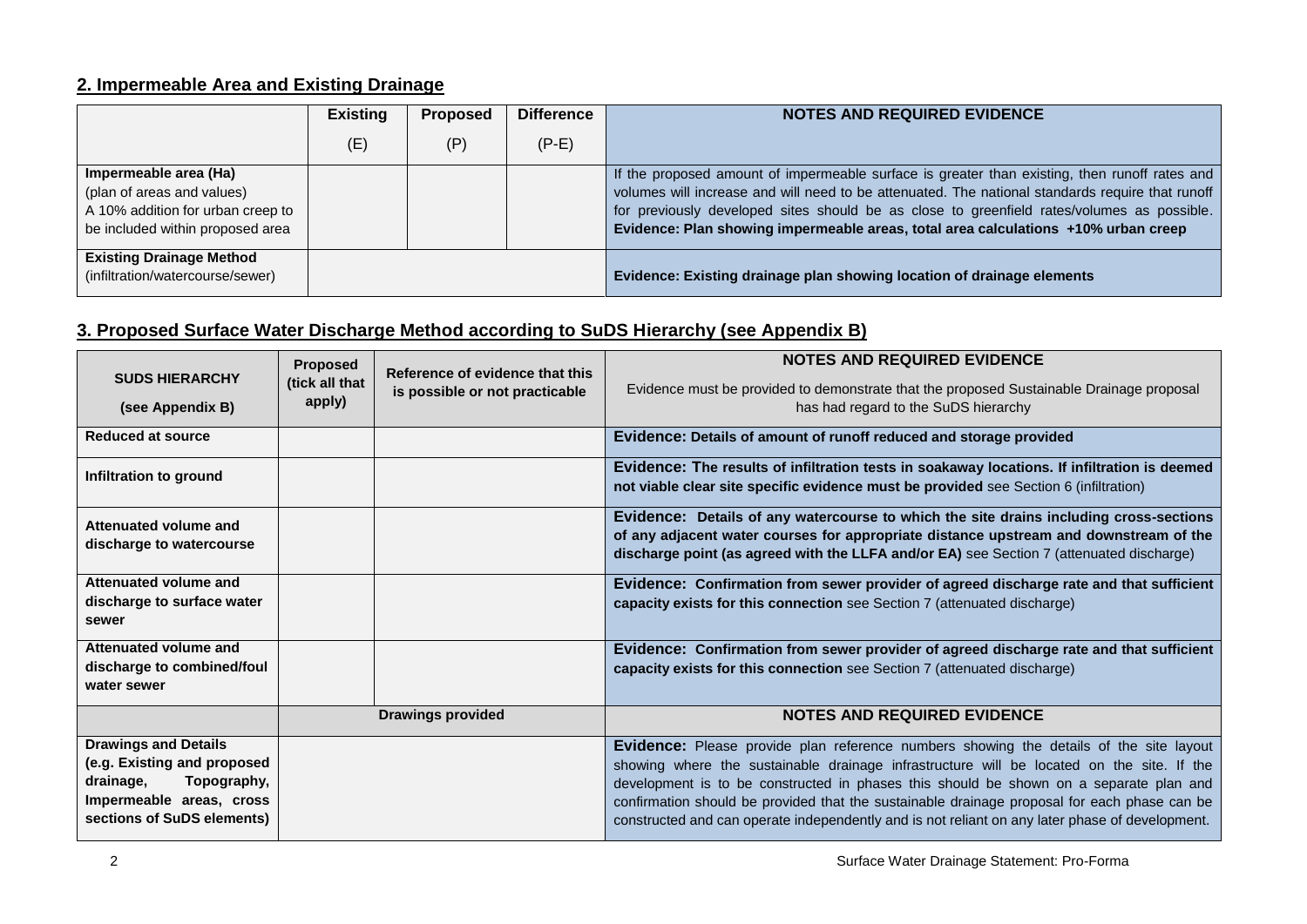## 2. Impermeable Area and Existing Drainage

| | Existing (E) | Proposed (P) | Difference (P-E) | NOTES AND REQUIRED EVIDENCE |
|---|---|---|---|---|
| **Impermeable area (Ha)** (plan of areas and values) A 10% addition for urban creep to be included within proposed area | | | | If the proposed amount of impermeable surface is greater than existing, then runoff rates and volumes will increase and will need to be attenuated. The national standards require that runoff for previously developed sites should be as close to greenfield rates/volumes as possible. **Evidence: Plan showing impermeable areas, total area calculations +10% urban creep** |
| **Existing Drainage Method** (infiltration/watercourse/sewer) | | | | **Evidence: Existing drainage plan showing location of drainage elements** |

## 3. Proposed Surface Water Discharge Method according to SuDS Hierarchy (see Appendix B)

| SUDS HIERARCHY (see Appendix B) | Proposed (tick all that apply) | Reference of evidence that this is possible or not practicable | NOTES AND REQUIRED EVIDENCE Evidence must be provided to demonstrate that the proposed Sustainable Drainage proposal has had regard to the SuDS hierarchy |
|---|---|---|---|
| **Reduced at source** | | | **Evidence: Details of amount of runoff reduced and storage provided** |
| **Infiltration to ground** | | | **Evidence: The results of infiltration tests in soakaway locations. If infiltration is deemed not viable clear site specific evidence must be provided** see Section 6 (infiltration) |
| **Attenuated volume and discharge to watercourse** | | | **Evidence: Details of any watercourse to which the site drains including cross-sections of any adjacent water courses for appropriate distance upstream and downstream of the discharge point (as agreed with the LLFA and/or EA)** see Section 7 (attenuated discharge) |
| **Attenuated volume and discharge to surface water sewer** | | | **Evidence: Confirmation from sewer provider of agreed discharge rate and that sufficient capacity exists for this connection** see Section 7 (attenuated discharge) |
| **Attenuated volume and discharge to combined/foul water sewer** | | | **Evidence: Confirmation from sewer provider of agreed discharge rate and that sufficient capacity exists for this connection** see Section 7 (attenuated discharge) |
| | **Drawings provided** | | **NOTES AND REQUIRED EVIDENCE** |
| **Drawings and Details (e.g. Existing and proposed drainage, Topography, Impermeable areas, cross sections of SuDS elements)** | | | **Evidence:** Please provide plan reference numbers showing the details of the site layout showing where the sustainable drainage infrastructure will be located on the site. If the development is to be constructed in phases this should be shown on a separate plan and confirmation should be provided that the sustainable drainage proposal for each phase can be constructed and can operate independently and is not reliant on any later phase of development. |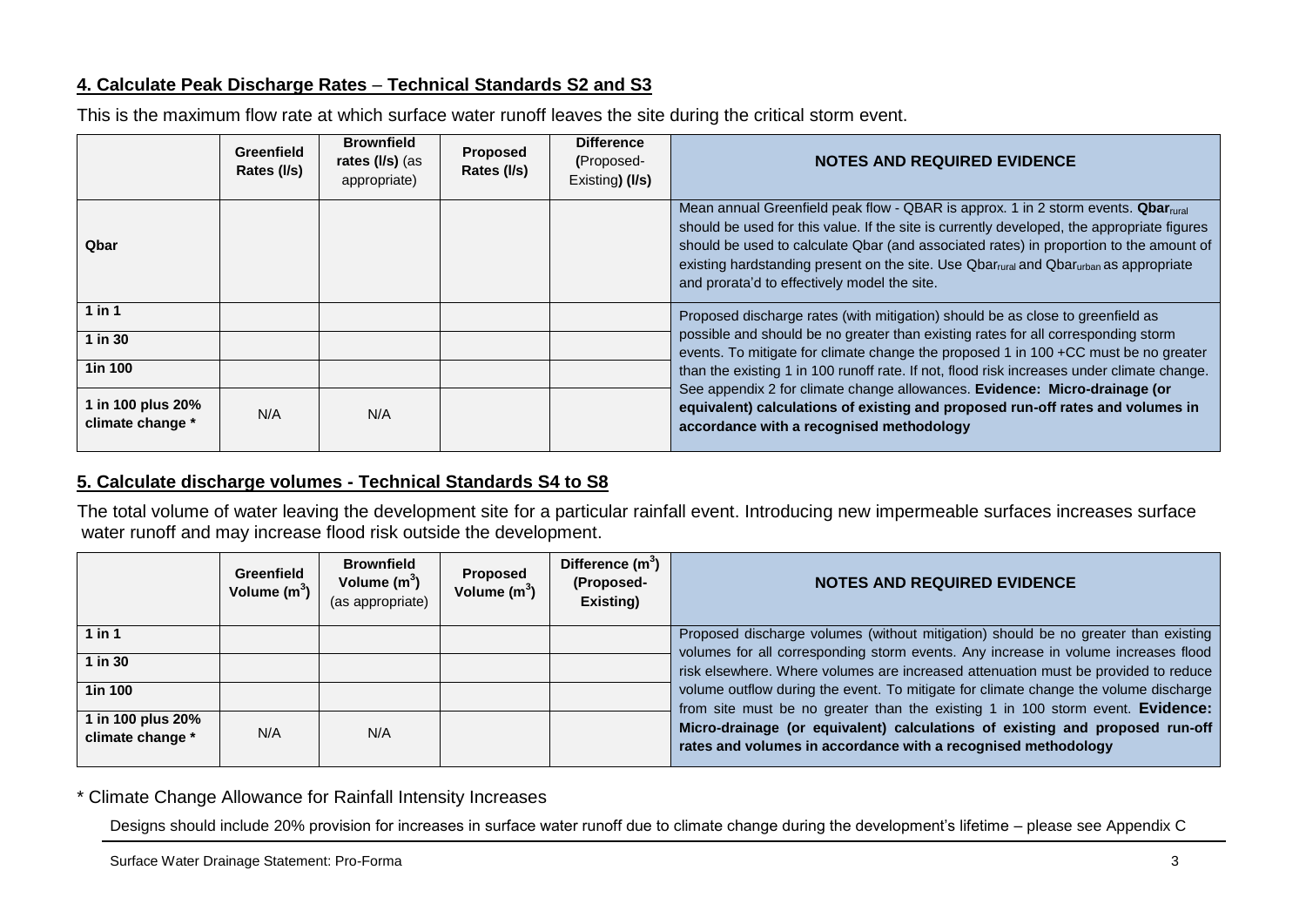## 4. Calculate Peak Discharge Rates – Technical Standards S2 and S3

This is the maximum flow rate at which surface water runoff leaves the site during the critical storm event.

| | Greenfield Rates (l/s) | Brownfield rates (l/s) (as appropriate) | Proposed Rates (l/s) | Difference (Proposed-Existing) (l/s) | NOTES AND REQUIRED EVIDENCE |
|---|---|---|---|---|---|
| Qbar | | | | | Mean annual Greenfield peak flow - QBAR is approx. 1 in 2 storm events. **$Qbar_{rural}$** should be used for this value. If the site is currently developed, the appropriate figures should be used to calculate Qbar (and associated rates) in proportion to the amount of existing hardstanding present on the site. Use $Qbar_{rural}$ and $Qbar_{urban}$ as appropriate and prorata'd to effectively model the site. |
| 1 in 1 | | | | | Proposed discharge rates (with mitigation) should be as close to greenfield as possible and should be no greater than existing rates for all corresponding storm events. To mitigate for climate change the proposed 1 in 100 +CC must be no greater than the existing 1 in 100 runoff rate. If not, flood risk increases under climate change. See appendix 2 for climate change allowances. **Evidence: Micro-drainage (or equivalent) calculations of existing and proposed run-off rates and volumes in accordance with a recognised methodology** |
| 1 in 30 | | | | | |
| 1in 100 | | | | | |
| 1 in 100 plus 20% climate change * | N/A | N/A | | | |

## 5. Calculate discharge volumes - Technical Standards S4 to S8

The total volume of water leaving the development site for a particular rainfall event. Introducing new impermeable surfaces increases surface water runoff and may increase flood risk outside the development.

| | Greenfield Volume ($m^3$) | Brownfield Volume ($m^3$) (as appropriate) | Proposed Volume ($m^3$) | Difference ($m^3$) (Proposed-Existing) | NOTES AND REQUIRED EVIDENCE |
|---|---|---|---|---|---|
| 1 in 1 | | | | | Proposed discharge volumes (without mitigation) should be no greater than existing volumes for all corresponding storm events. Any increase in volume increases flood risk elsewhere. Where volumes are increased attenuation must be provided to reduce volume outflow during the event. To mitigate for climate change the volume discharge from site must be no greater than the existing 1 in 100 storm event. **Evidence: Micro-drainage (or equivalent) calculations of existing and proposed run-off rates and volumes in accordance with a recognised methodology** |
| 1 in 30 | | | | | |
| 1in 100 | | | | | |
| 1 in 100 plus 20% climate change * | N/A | N/A | | | |

\* Climate Change Allowance for Rainfall Intensity Increases

Designs should include 20% provision for increases in surface water runoff due to climate change during the development's lifetime – please see Appendix C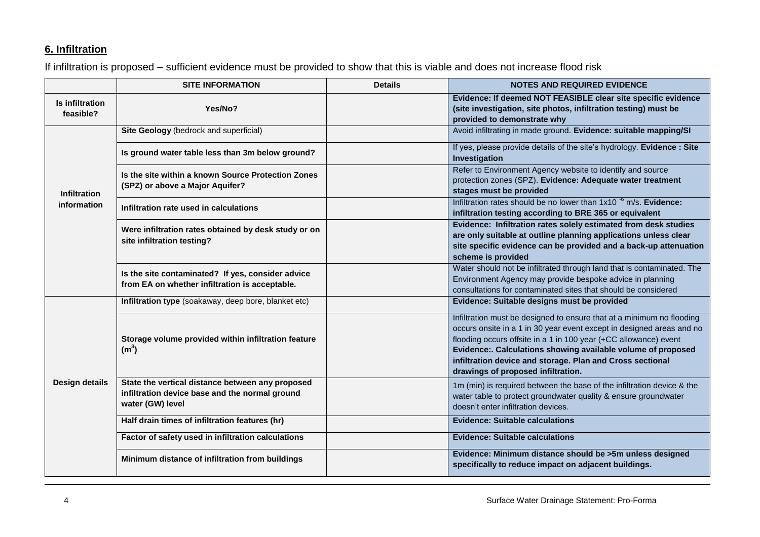## **6. Infiltration**

If infiltration is proposed – sufficient evidence must be provided to show that this is viable and does not increase flood risk

| | **SITE INFORMATION** | **Details** | **NOTES AND REQUIRED EVIDENCE** |
|---|---|---|---|
| **Is infiltration feasible?** | **Yes/No?** | | **Evidence: If deemed NOT FEASIBLE clear site specific evidence (site investigation, site photos, infiltration testing) must be provided to demonstrate why** |
| **Infiltration information** | **Site Geology** (bedrock and superficial) | | Avoid infiltrating in made ground. **Evidence: suitable mapping/SI** |
| | **Is ground water table less than 3m below ground?** | | If yes, please provide details of the site's hydrology. **Evidence : Site Investigation** |
| | **Is the site within a known Source Protection Zones (SPZ) or above a Major Aquifer?** | | Refer to Environment Agency website to identify and source protection zones (SPZ). **Evidence: Adequate water treatment stages must be provided** |
| | **Infiltration rate used in calculations** | | Infiltration rates should be no lower than $1x10^{-6}$ m/s. **Evidence: infiltration testing according to BRE 365 or equivalent** |
| | **Were infiltration rates obtained by desk study or on site infiltration testing?** | | **Evidence: Infiltration rates solely estimated from desk studies are only suitable at outline planning applications unless clear site specific evidence can be provided and a back-up attenuation scheme is provided** |
| | **Is the site contaminated? If yes, consider advice from EA on whether infiltration is acceptable.** | | Water should not be infiltrated through land that is contaminated. The Environment Agency may provide bespoke advice in planning consultations for contaminated sites that should be considered |
| **Design details** | **Infiltration type** (soakaway, deep bore, blanket etc) | | **Evidence: Suitable designs must be provided** |
| | **Storage volume provided within infiltration feature ($m^3$)** | | Infiltration must be designed to ensure that at a minimum no flooding occurs onsite in a 1 in 30 year event except in designed areas and no flooding occurs offsite in a 1 in 100 year (+CC allowance) event **Evidence:. Calculations showing available volume of proposed infiltration device and storage. Plan and Cross sectional drawings of proposed infiltration.** |
| | **State the vertical distance between any proposed infiltration device base and the normal ground water (GW) level** | | 1m (min) is required between the base of the infiltration device & the water table to protect groundwater quality & ensure groundwater doesn't enter infiltration devices. |
| | **Half drain times of infiltration features (hr)** | | **Evidence: Suitable calculations** |
| | **Factor of safety used in infiltration calculations** | | **Evidence: Suitable calculations** |
| | **Minimum distance of infiltration from buildings** | | **Evidence: Minimum distance should be >5m unless designed specifically to reduce impact on adjacent buildings.** |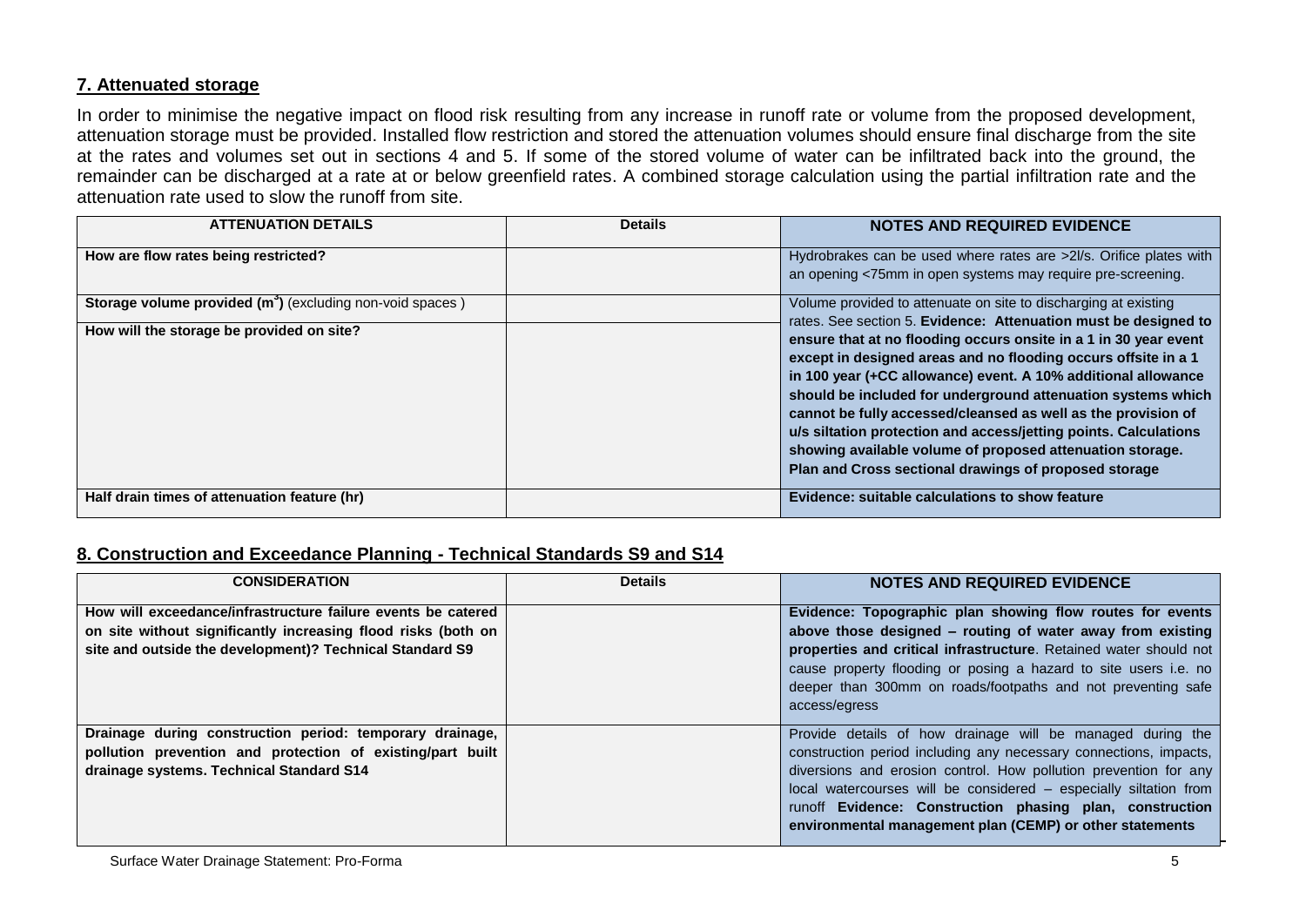## 7. Attenuated storage

In order to minimise the negative impact on flood risk resulting from any increase in runoff rate or volume from the proposed development, attenuation storage must be provided. Installed flow restriction and stored the attenuation volumes should ensure final discharge from the site at the rates and volumes set out in sections 4 and 5. If some of the stored volume of water can be infiltrated back into the ground, the remainder can be discharged at a rate at or below greenfield rates. A combined storage calculation using the partial infiltration rate and the attenuation rate used to slow the runoff from site.

| ATTENUATION DETAILS | Details | NOTES AND REQUIRED EVIDENCE |
|---|---|---|
| **How are flow rates being restricted?** | | Hydrobrakes can be used where rates are >2l/s. Orifice plates with an opening <75mm in open systems may require pre-screening. |
| **Storage volume provided ($m^3$)** (excluding non-void spaces ) | | Volume provided to attenuate on site to discharging at existing rates. See section 5. **Evidence: Attenuation must be designed to ensure that at no flooding occurs onsite in a 1 in 30 year event except in designed areas and no flooding occurs offsite in a 1 in 100 year (+CC allowance) event. A 10% additional allowance should be included for underground attenuation systems which cannot be fully accessed/cleansed as well as the provision of u/s siltation protection and access/jetting points. Calculations showing available volume of proposed attenuation storage. Plan and Cross sectional drawings of proposed storage** |
| **How will the storage be provided on site?** | | |
| **Half drain times of attenuation feature (hr)** | | **Evidence: suitable calculations to show feature** |

## 8. Construction and Exceedance Planning - Technical Standards S9 and S14

| CONSIDERATION | Details | NOTES AND REQUIRED EVIDENCE |
|---|---|---|
| **How will exceedance/infrastructure failure events be catered on site without significantly increasing flood risks (both on site and outside the development)? Technical Standard S9** | | **Evidence: Topographic plan showing flow routes for events above those designed – routing of water away from existing properties and critical infrastructure**. Retained water should not cause property flooding or posing a hazard to site users i.e. no deeper than 300mm on roads/footpaths and not preventing safe access/egress |
| **Drainage during construction period: temporary drainage, pollution prevention and protection of existing/part built drainage systems. Technical Standard S14** | | Provide details of how drainage will be managed during the construction period including any necessary connections, impacts, diversions and erosion control. How pollution prevention for any local watercourses will be considered – especially siltation from runoff **Evidence: Construction phasing plan, construction environmental management plan (CEMP) or other statements** |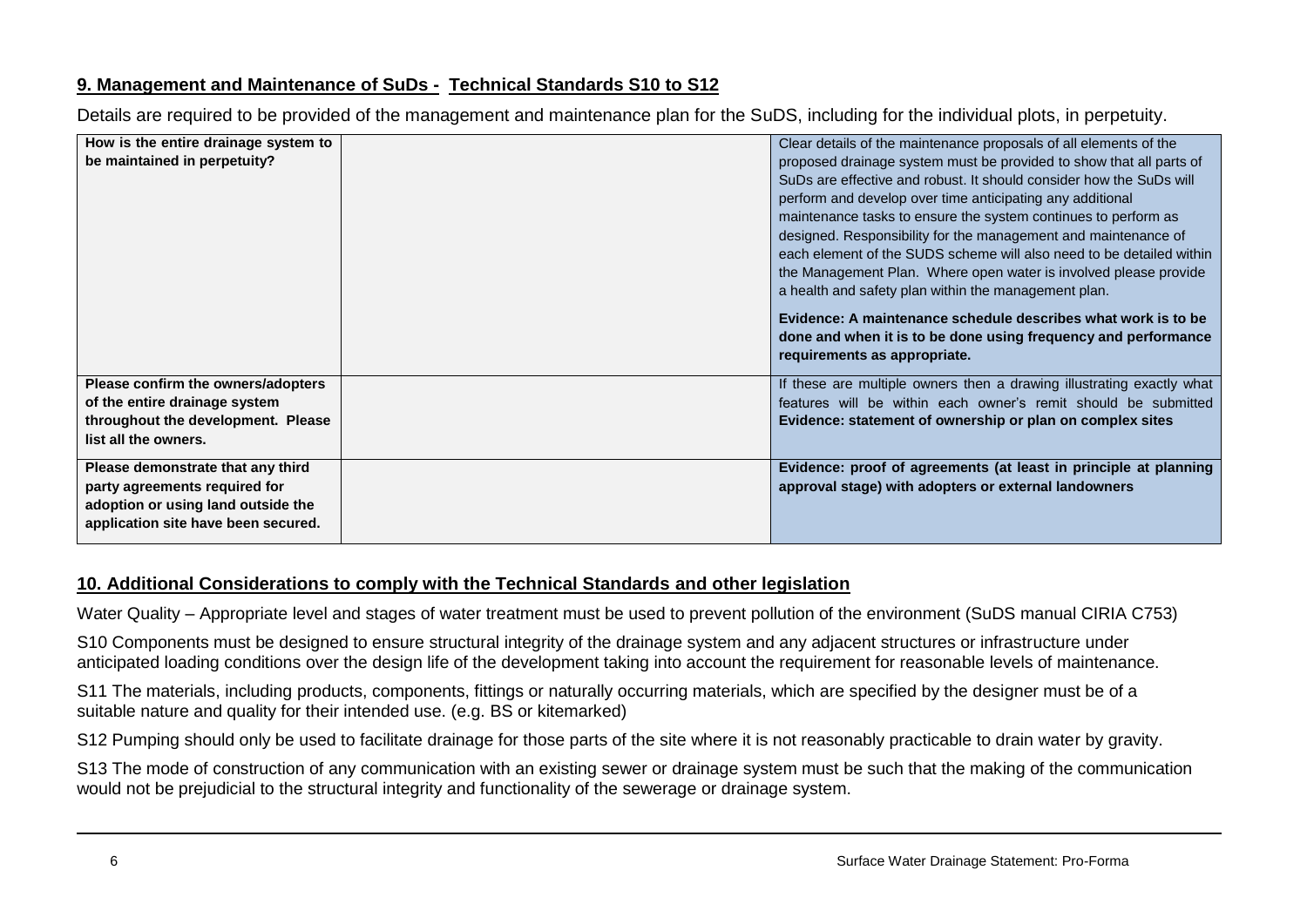## 9. Management and Maintenance of SuDs - Technical Standards S10 to S12

Details are required to be provided of the management and maintenance plan for the SuDS, including for the individual plots, in perpetuity.

| | | |
|---|---|---|
| **How is the entire drainage system to be maintained in perpetuity?** | | Clear details of the maintenance proposals of all elements of the proposed drainage system must be provided to show that all parts of SuDs are effective and robust. It should consider how the SuDs will perform and develop over time anticipating any additional maintenance tasks to ensure the system continues to perform as designed. Responsibility for the management and maintenance of each element of the SUDS scheme will also need to be detailed within the Management Plan. Where open water is involved please provide a health and safety plan within the management plan. **Evidence: A maintenance schedule describes what work is to be done and when it is to be done using frequency and performance requirements as appropriate.** |
| **Please confirm the owners/adopters of the entire drainage system throughout the development. Please list all the owners.** | | If these are multiple owners then a drawing illustrating exactly what features will be within each owner's remit should be submitted **Evidence: statement of ownership or plan on complex sites** |
| **Please demonstrate that any third party agreements required for adoption or using land outside the application site have been secured.** | | **Evidence: proof of agreements (at least in principle at planning approval stage) with adopters or external landowners** |

## 10. Additional Considerations to comply with the Technical Standards and other legislation

Water Quality – Appropriate level and stages of water treatment must be used to prevent pollution of the environment (SuDS manual CIRIA C753)

S10 Components must be designed to ensure structural integrity of the drainage system and any adjacent structures or infrastructure under anticipated loading conditions over the design life of the development taking into account the requirement for reasonable levels of maintenance.

S11 The materials, including products, components, fittings or naturally occurring materials, which are specified by the designer must be of a suitable nature and quality for their intended use. (e.g. BS or kitemarked)

S12 Pumping should only be used to facilitate drainage for those parts of the site where it is not reasonably practicable to drain water by gravity.

S13 The mode of construction of any communication with an existing sewer or drainage system must be such that the making of the communication would not be prejudicial to the structural integrity and functionality of the sewerage or drainage system.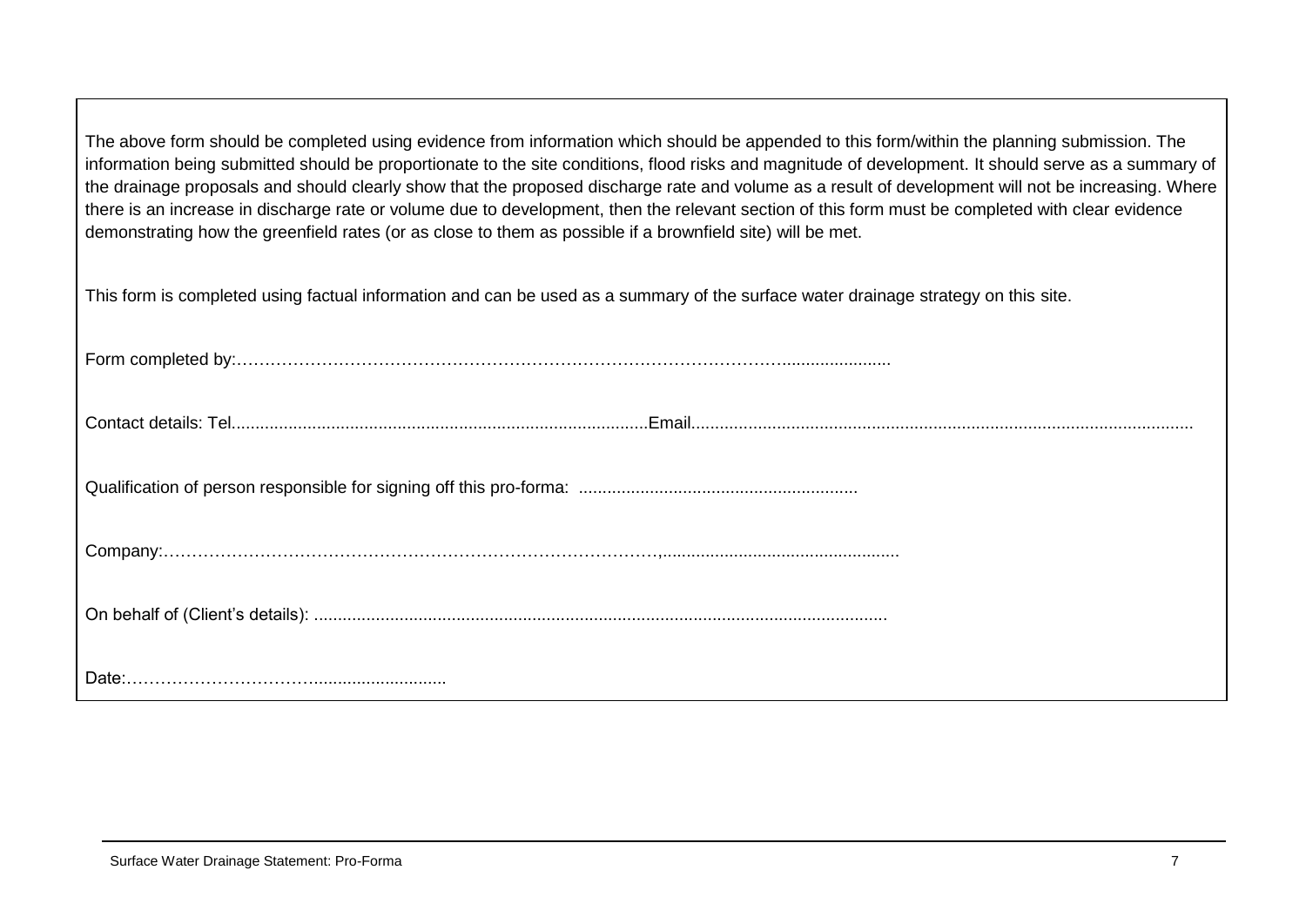The above form should be completed using evidence from information which should be appended to this form/within the planning submission. The information being submitted should be proportionate to the site conditions, flood risks and magnitude of development. It should serve as a summary of the drainage proposals and should clearly show that the proposed discharge rate and volume as a result of development will not be increasing. Where there is an increase in discharge rate or volume due to development, then the relevant section of this form must be completed with clear evidence demonstrating how the greenfield rates (or as close to them as possible if a brownfield site) will be met.

This form is completed using factual information and can be used as a summary of the surface water drainage strategy on this site.

Form completed by:…………………………………………………………………………………………......................

Contact details: Tel.......................................................................................Email.........................................................................................................

Qualification of person responsible for signing off this pro-forma: ..........................................................

Company:………………………………………………………………………………,..................................................

On behalf of (Client's details): ........................................................................................................................

Date:……………………………...........................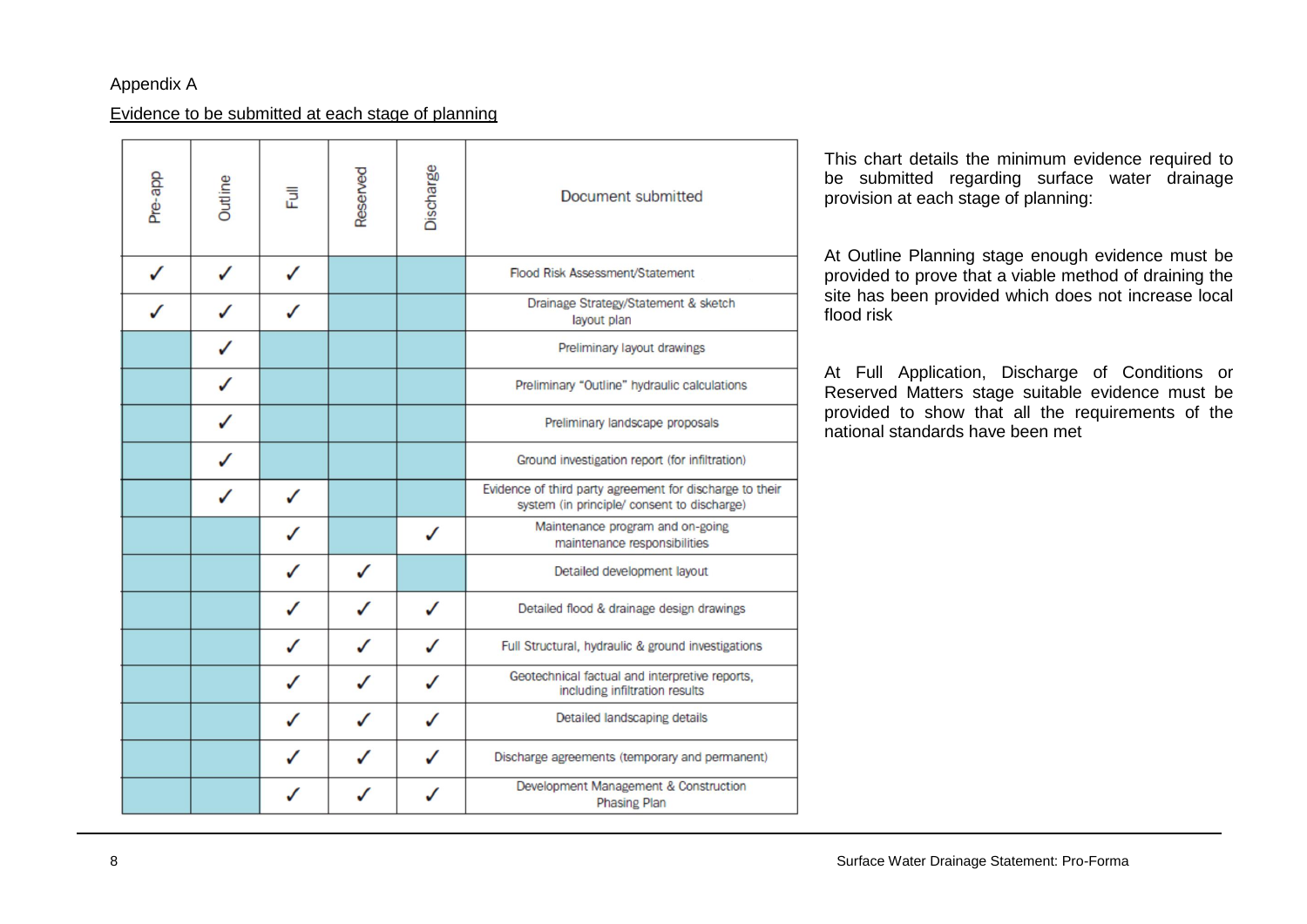Appendix A

Evidence to be submitted at each stage of planning

| Pre-app | Outline | Full | Reserved | Discharge | Document submitted |
|---|---|---|---|---|---|
| ✓ | ✓ | ✓ | | | Flood Risk Assessment/Statement |
| ✓ | ✓ | ✓ | | | Drainage Strategy/Statement & sketch layout plan |
| | ✓ | | | | Preliminary layout drawings |
| | ✓ | | | | Preliminary "Outline" hydraulic calculations |
| | ✓ | | | | Preliminary landscape proposals |
| | ✓ | | | | Ground investigation report (for infiltration) |
| | ✓ | ✓ | | | Evidence of third party agreement for discharge to their system (in principle/ consent to discharge) |
| | | ✓ | | ✓ | Maintenance program and on-going maintenance responsibilities |
| | | ✓ | ✓ | | Detailed development layout |
| | | ✓ | ✓ | ✓ | Detailed flood & drainage design drawings |
| | | ✓ | ✓ | ✓ | Full Structural, hydraulic & ground investigations |
| | | ✓ | ✓ | ✓ | Geotechnical factual and interpretive reports, including infiltration results |
| | | ✓ | ✓ | ✓ | Detailed landscaping details |
| | | ✓ | ✓ | ✓ | Discharge agreements (temporary and permanent) |
| | | ✓ | ✓ | ✓ | Development Management & Construction Phasing Plan |

This chart details the minimum evidence required to be submitted regarding surface water drainage provision at each stage of planning:

At Outline Planning stage enough evidence must be provided to prove that a viable method of draining the site has been provided which does not increase local flood risk

At Full Application, Discharge of Conditions or Reserved Matters stage suitable evidence must be provided to show that all the requirements of the national standards have been met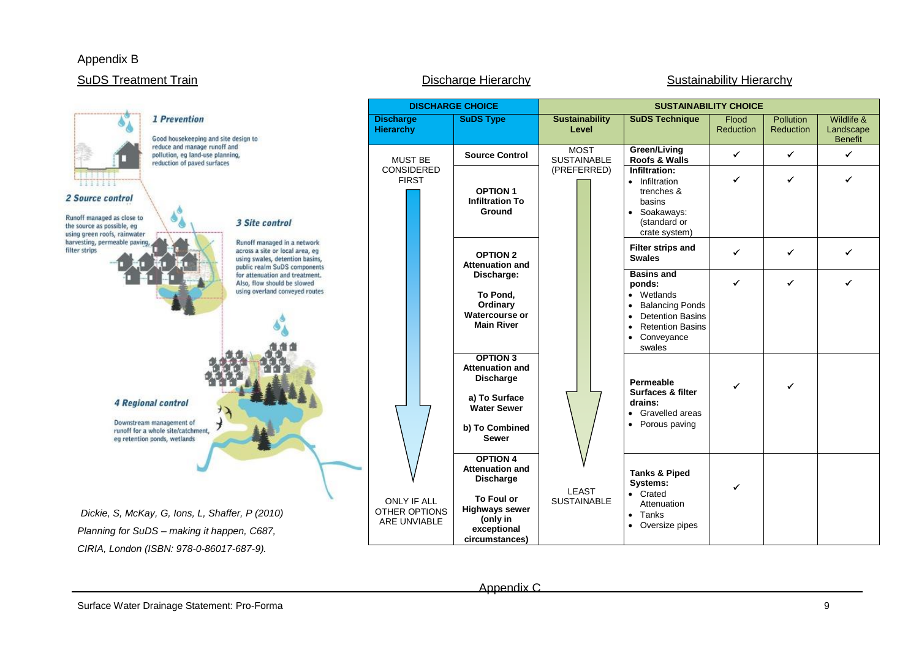Appendix B

## SuDS Treatment Train

**1 Prevention**

Good housekeeping and site design to reduce and manage runoff and pollution, eg land-use planning, reduction of paved surfaces

**2 Source control**

Runoff managed as close to the source as possible, eg using green roofs, rainwater harvesting, permeable paving, filter strips

**3 Site control**

Runoff managed in a network across a site or local area, eg using swales, detention basins, public realm SuDS components for attenuation and treatment. Also, flow should be slowed using overland conveyed routes

**4 Regional control**

Downstream management of runoff for a whole site/catchment, eg retention ponds, wetlands

*Dickie, S, McKay, G, Ions, L, Shaffer, P (2010) Planning for SuDS – making it happen, C687, CIRIA, London (ISBN: 978-0-86017-687-9).*

## Discharge Hierarchy

## Sustainability Hierarchy

| DISCHARGE CHOICE | | SUSTAINABILITY CHOICE | | | | |
|---|---|---|---|---|---|---|
| **Discharge Hierarchy** | **SuDS Type** | **Sustainability Level** | **SuDS Technique** | Flood Reduction | Pollution Reduction | Wildlife & Landscape Benefit |
| MUST BE CONSIDERED FIRST | **Source Control** | MOST SUSTAINABLE (PREFERRED) | **Green/Living Roofs & Walls** | ✓ | ✓ | ✓ |
| | **OPTION 1 Infiltration To Ground** | | **Infiltration:** • Infiltration trenches & basins • Soakaways: (standard or crate system) | ✓ | ✓ | ✓ |
| | **OPTION 2 Attenuation and Discharge: To Pond, Ordinary Watercourse or Main River** | | **Filter strips and Swales** | ✓ | ✓ | ✓ |
| | | | **Basins and ponds:** • Wetlands • Balancing Ponds • Detention Basins • Retention Basins • Conveyance swales | ✓ | ✓ | ✓ |
| | **OPTION 3 Attenuation and Discharge a) To Surface Water Sewer b) To Combined Sewer** | | **Permeable Surfaces & filter drains:** • Gravelled areas • Porous paving | ✓ | ✓ | |
| ONLY IF ALL OTHER OPTIONS ARE UNVIABLE | **OPTION 4 Attenuation and Discharge To Foul or Highways sewer (only in exceptional circumstances)** | LEAST SUSTAINABLE | **Tanks & Piped Systems:** • Crated Attenuation • Tanks • Oversize pipes | ✓ | | |

Appendix C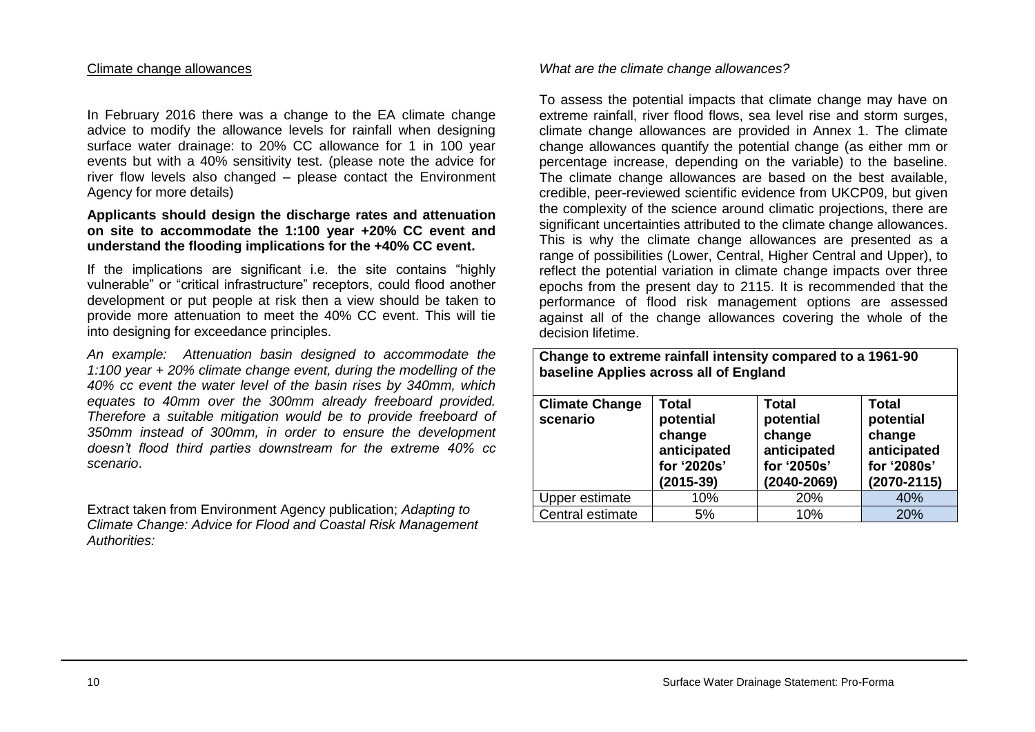Climate change allowances

In February 2016 there was a change to the EA climate change advice to modify the allowance levels for rainfall when designing surface water drainage: to 20% CC allowance for 1 in 100 year events but with a 40% sensitivity test. (please note the advice for river flow levels also changed – please contact the Environment Agency for more details)

**Applicants should design the discharge rates and attenuation on site to accommodate the 1:100 year +20% CC event and understand the flooding implications for the +40% CC event.**

If the implications are significant i.e. the site contains "highly vulnerable" or "critical infrastructure" receptors, could flood another development or put people at risk then a view should be taken to provide more attenuation to meet the 40% CC event. This will tie into designing for exceedance principles.

*An example: Attenuation basin designed to accommodate the 1:100 year + 20% climate change event, during the modelling of the 40% cc event the water level of the basin rises by 340mm, which equates to 40mm over the 300mm already freeboard provided. Therefore a suitable mitigation would be to provide freeboard of 350mm instead of 300mm, in order to ensure the development doesn't flood third parties downstream for the extreme 40% cc scenario*.

Extract taken from Environment Agency publication; *Adapting to Climate Change: Advice for Flood and Coastal Risk Management Authorities:*

*What are the climate change allowances?*

To assess the potential impacts that climate change may have on extreme rainfall, river flood flows, sea level rise and storm surges, climate change allowances are provided in Annex 1. The climate change allowances quantify the potential change (as either mm or percentage increase, depending on the variable) to the baseline. The climate change allowances are based on the best available, credible, peer-reviewed scientific evidence from UKCP09, but given the complexity of the science around climatic projections, there are significant uncertainties attributed to the climate change allowances. This is why the climate change allowances are presented as a range of possibilities (Lower, Central, Higher Central and Upper), to reflect the potential variation in climate change impacts over three epochs from the present day to 2115. It is recommended that the performance of flood risk management options are assessed against all of the change allowances covering the whole of the decision lifetime.

**Change to extreme rainfall intensity compared to a 1961-90 baseline Applies across all of England**

| **Climate Change scenario** | **Total potential change anticipated for '2020s' (2015-39)** | **Total potential change anticipated for '2050s' (2040-2069)** | **Total potential change anticipated for '2080s' (2070-2115)** |
|---|---|---|---|
| Upper estimate | 10% | 20% | 40% |
| Central estimate | 5% | 10% | 20% |